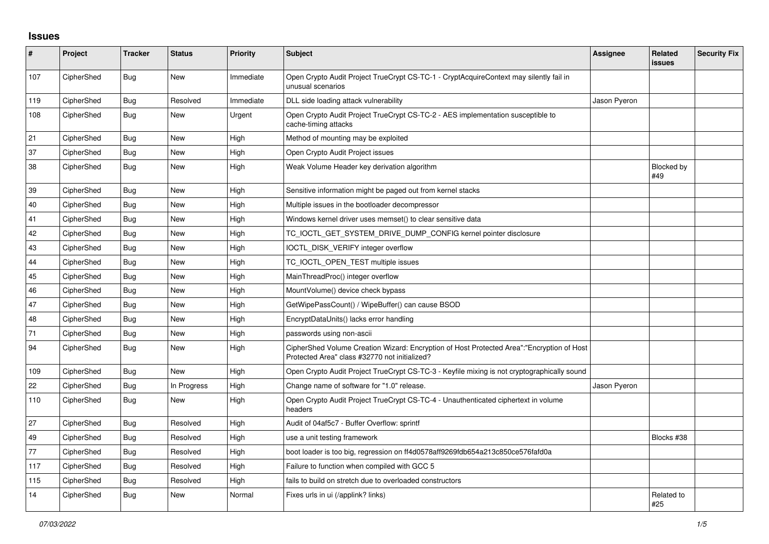## Issues

| # | Project | Tracker | Status | Priority | Subject | Assignee | Related issues | Security Fix |
|---|---|---|---|---|---|---|---|---|
| 107 | CipherShed | Bug | New | Immediate | Open Crypto Audit Project TrueCrypt CS-TC-1 - CryptAcquireContext may silently fail in unusual scenarios | | | |
| 119 | CipherShed | Bug | Resolved | Immediate | DLL side loading attack vulnerability | Jason Pyeron | | |
| 108 | CipherShed | Bug | New | Urgent | Open Crypto Audit Project TrueCrypt CS-TC-2 - AES implementation susceptible to cache-timing attacks | | | |
| 21 | CipherShed | Bug | New | High | Method of mounting may be exploited | | | |
| 37 | CipherShed | Bug | New | High | Open Crypto Audit Project issues | | | |
| 38 | CipherShed | Bug | New | High | Weak Volume Header key derivation algorithm | | Blocked by #49 | |
| 39 | CipherShed | Bug | New | High | Sensitive information might be paged out from kernel stacks | | | |
| 40 | CipherShed | Bug | New | High | Multiple issues in the bootloader decompressor | | | |
| 41 | CipherShed | Bug | New | High | Windows kernel driver uses memset() to clear sensitive data | | | |
| 42 | CipherShed | Bug | New | High | TC_IOCTL_GET_SYSTEM_DRIVE_DUMP_CONFIG kernel pointer disclosure | | | |
| 43 | CipherShed | Bug | New | High | IOCTL_DISK_VERIFY integer overflow | | | |
| 44 | CipherShed | Bug | New | High | TC_IOCTL_OPEN_TEST multiple issues | | | |
| 45 | CipherShed | Bug | New | High | MainThreadProc() integer overflow | | | |
| 46 | CipherShed | Bug | New | High | MountVolume() device check bypass | | | |
| 47 | CipherShed | Bug | New | High | GetWipePassCount() / WipeBuffer() can cause BSOD | | | |
| 48 | CipherShed | Bug | New | High | EncryptDataUnits() lacks error handling | | | |
| 71 | CipherShed | Bug | New | High | passwords using non-ascii | | | |
| 94 | CipherShed | Bug | New | High | CipherShed Volume Creation Wizard: Encryption of Host Protected Area":"Encryption of Host Protected Area" class #32770 not initialized? | | | |
| 109 | CipherShed | Bug | New | High | Open Crypto Audit Project TrueCrypt CS-TC-3 - Keyfile mixing is not cryptographically sound | | | |
| 22 | CipherShed | Bug | In Progress | High | Change name of software for "1.0" release. | Jason Pyeron | | |
| 110 | CipherShed | Bug | New | High | Open Crypto Audit Project TrueCrypt CS-TC-4 - Unauthenticated ciphertext in volume headers | | | |
| 27 | CipherShed | Bug | Resolved | High | Audit of 04af5c7 - Buffer Overflow: sprintf | | | |
| 49 | CipherShed | Bug | Resolved | High | use a unit testing framework | | Blocks #38 | |
| 77 | CipherShed | Bug | Resolved | High | boot loader is too big, regression on ff4d0578aff9269fdb654a213c850ce576fafd0a | | | |
| 117 | CipherShed | Bug | Resolved | High | Failure to function when compiled with GCC 5 | | | |
| 115 | CipherShed | Bug | Resolved | High | fails to build on stretch due to overloaded constructors | | | |
| 14 | CipherShed | Bug | New | Normal | Fixes urls in ui (/applink? links) | | Related to #25 | |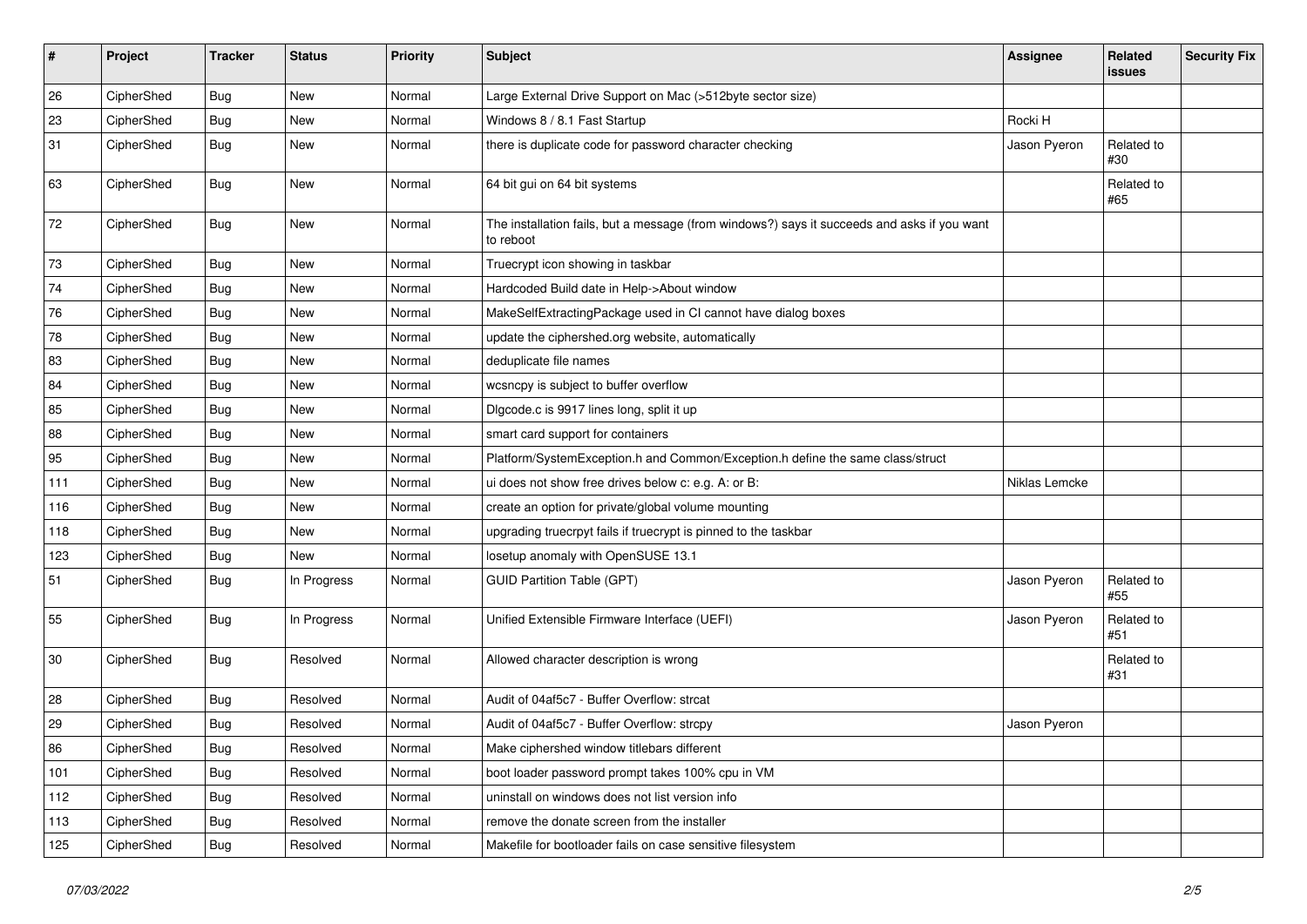| # | Project | Tracker | Status | Priority | Subject | Assignee | Related issues | Security Fix |
|---|---|---|---|---|---|---|---|---|
| 26 | CipherShed | Bug | New | Normal | Large External Drive Support on Mac (>512byte sector size) | | | |
| 23 | CipherShed | Bug | New | Normal | Windows 8 / 8.1 Fast Startup | Rocki H | | |
| 31 | CipherShed | Bug | New | Normal | there is duplicate code for password character checking | Jason Pyeron | Related to #30 | |
| 63 | CipherShed | Bug | New | Normal | 64 bit gui on 64 bit systems | | Related to #65 | |
| 72 | CipherShed | Bug | New | Normal | The installation fails, but a message (from windows?) says it succeeds and asks if you want to reboot | | | |
| 73 | CipherShed | Bug | New | Normal | Truecrypt icon showing in taskbar | | | |
| 74 | CipherShed | Bug | New | Normal | Hardcoded Build date in Help->About window | | | |
| 76 | CipherShed | Bug | New | Normal | MakeSelfExtractingPackage used in CI cannot have dialog boxes | | | |
| 78 | CipherShed | Bug | New | Normal | update the ciphershed.org website, automatically | | | |
| 83 | CipherShed | Bug | New | Normal | deduplicate file names | | | |
| 84 | CipherShed | Bug | New | Normal | wcsncpy is subject to buffer overflow | | | |
| 85 | CipherShed | Bug | New | Normal | Dlgcode.c is 9917 lines long, split it up | | | |
| 88 | CipherShed | Bug | New | Normal | smart card support for containers | | | |
| 95 | CipherShed | Bug | New | Normal | Platform/SystemException.h and Common/Exception.h define the same class/struct | | | |
| 111 | CipherShed | Bug | New | Normal | ui does not show free drives below c: e.g. A: or B: | Niklas Lemcke | | |
| 116 | CipherShed | Bug | New | Normal | create an option for private/global volume mounting | | | |
| 118 | CipherShed | Bug | New | Normal | upgrading truecrpyt fails if truecrypt is pinned to the taskbar | | | |
| 123 | CipherShed | Bug | New | Normal | losetup anomaly with OpenSUSE 13.1 | | | |
| 51 | CipherShed | Bug | In Progress | Normal | GUID Partition Table (GPT) | Jason Pyeron | Related to #55 | |
| 55 | CipherShed | Bug | In Progress | Normal | Unified Extensible Firmware Interface (UEFI) | Jason Pyeron | Related to #51 | |
| 30 | CipherShed | Bug | Resolved | Normal | Allowed character description is wrong | | Related to #31 | |
| 28 | CipherShed | Bug | Resolved | Normal | Audit of 04af5c7 - Buffer Overflow: strcat | | | |
| 29 | CipherShed | Bug | Resolved | Normal | Audit of 04af5c7 - Buffer Overflow: strcpy | Jason Pyeron | | |
| 86 | CipherShed | Bug | Resolved | Normal | Make ciphershed window titlebars different | | | |
| 101 | CipherShed | Bug | Resolved | Normal | boot loader password prompt takes 100% cpu in VM | | | |
| 112 | CipherShed | Bug | Resolved | Normal | uninstall on windows does not list version info | | | |
| 113 | CipherShed | Bug | Resolved | Normal | remove the donate screen from the installer | | | |
| 125 | CipherShed | Bug | Resolved | Normal | Makefile for bootloader fails on case sensitive filesystem | | | |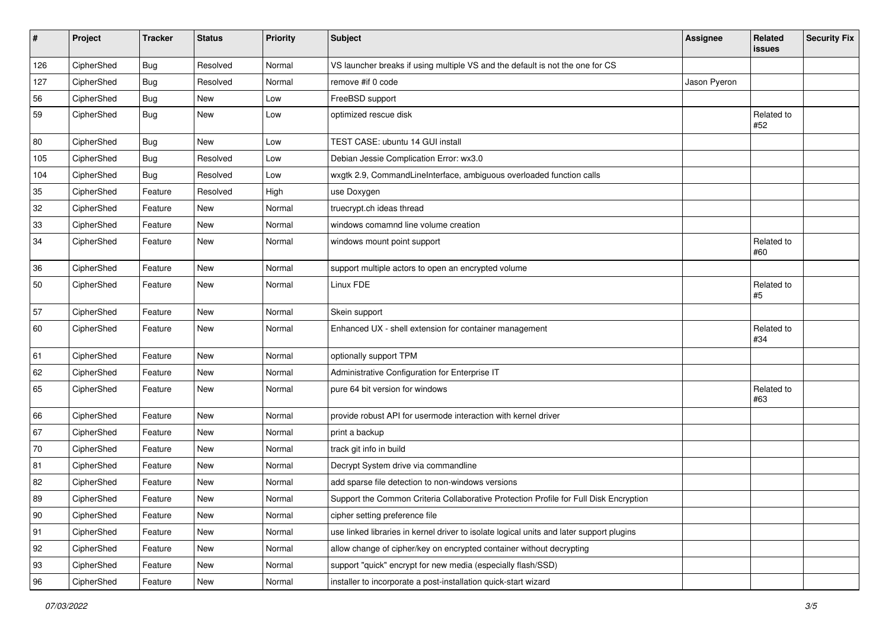| # | Project | Tracker | Status | Priority | Subject | Assignee | Related issues | Security Fix |
|---|---|---|---|---|---|---|---|---|
| 126 | CipherShed | Bug | Resolved | Normal | VS launcher breaks if using multiple VS and the default is not the one for CS | | | |
| 127 | CipherShed | Bug | Resolved | Normal | remove #if 0 code | Jason Pyeron | | |
| 56 | CipherShed | Bug | New | Low | FreeBSD support | | | |
| 59 | CipherShed | Bug | New | Low | optimized rescue disk | | Related to #52 | |
| 80 | CipherShed | Bug | New | Low | TEST CASE: ubuntu 14 GUI install | | | |
| 105 | CipherShed | Bug | Resolved | Low | Debian Jessie Complication Error: wx3.0 | | | |
| 104 | CipherShed | Bug | Resolved | Low | wxgtk 2.9, CommandLineInterface, ambiguous overloaded function calls | | | |
| 35 | CipherShed | Feature | Resolved | High | use Doxygen | | | |
| 32 | CipherShed | Feature | New | Normal | truecrypt.ch ideas thread | | | |
| 33 | CipherShed | Feature | New | Normal | windows comamnd line volume creation | | | |
| 34 | CipherShed | Feature | New | Normal | windows mount point support | | Related to #60 | |
| 36 | CipherShed | Feature | New | Normal | support multiple actors to open an encrypted volume | | | |
| 50 | CipherShed | Feature | New | Normal | Linux FDE | | Related to #5 | |
| 57 | CipherShed | Feature | New | Normal | Skein support | | | |
| 60 | CipherShed | Feature | New | Normal | Enhanced UX - shell extension for container management | | Related to #34 | |
| 61 | CipherShed | Feature | New | Normal | optionally support TPM | | | |
| 62 | CipherShed | Feature | New | Normal | Administrative Configuration for Enterprise IT | | | |
| 65 | CipherShed | Feature | New | Normal | pure 64 bit version for windows | | Related to #63 | |
| 66 | CipherShed | Feature | New | Normal | provide robust API for usermode interaction with kernel driver | | | |
| 67 | CipherShed | Feature | New | Normal | print a backup | | | |
| 70 | CipherShed | Feature | New | Normal | track git info in build | | | |
| 81 | CipherShed | Feature | New | Normal | Decrypt System drive via commandline | | | |
| 82 | CipherShed | Feature | New | Normal | add sparse file detection to non-windows versions | | | |
| 89 | CipherShed | Feature | New | Normal | Support the Common Criteria Collaborative Protection Profile for Full Disk Encryption | | | |
| 90 | CipherShed | Feature | New | Normal | cipher setting preference file | | | |
| 91 | CipherShed | Feature | New | Normal | use linked libraries in kernel driver to isolate logical units and later support plugins | | | |
| 92 | CipherShed | Feature | New | Normal | allow change of cipher/key on encrypted container without decrypting | | | |
| 93 | CipherShed | Feature | New | Normal | support "quick" encrypt for new media (especially flash/SSD) | | | |
| 96 | CipherShed | Feature | New | Normal | installer to incorporate a post-installation quick-start wizard | | | |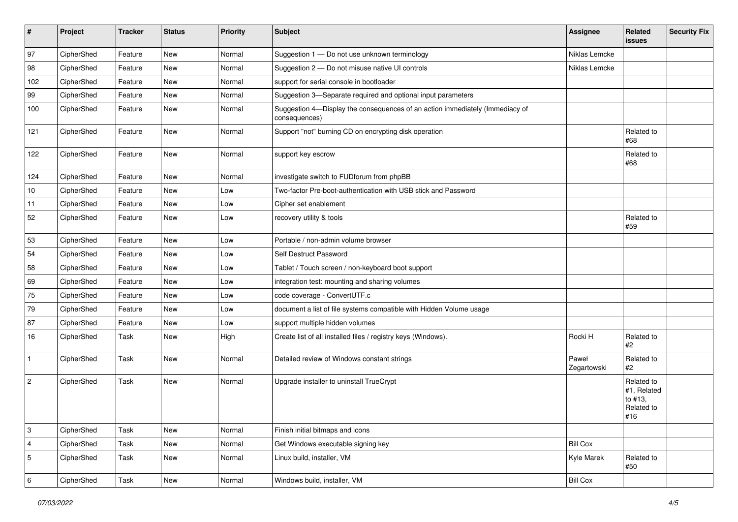| # | Project | Tracker | Status | Priority | Subject | Assignee | Related issues | Security Fix |
|---|---|---|---|---|---|---|---|---|
| 97 | CipherShed | Feature | New | Normal | Suggestion 1 — Do not use unknown terminology | Niklas Lemcke | | |
| 98 | CipherShed | Feature | New | Normal | Suggestion 2 — Do not misuse native UI controls | Niklas Lemcke | | |
| 102 | CipherShed | Feature | New | Normal | support for serial console in bootloader | | | |
| 99 | CipherShed | Feature | New | Normal | Suggestion 3—Separate required and optional input parameters | | | |
| 100 | CipherShed | Feature | New | Normal | Suggestion 4—Display the consequences of an action immediately (Immediacy of consequences) | | | |
| 121 | CipherShed | Feature | New | Normal | Support "not" burning CD on encrypting disk operation | | Related to #68 | |
| 122 | CipherShed | Feature | New | Normal | support key escrow | | Related to #68 | |
| 124 | CipherShed | Feature | New | Normal | investigate switch to FUDforum from phpBB | | | |
| 10 | CipherShed | Feature | New | Low | Two-factor Pre-boot-authentication with USB stick and Password | | | |
| 11 | CipherShed | Feature | New | Low | Cipher set enablement | | | |
| 52 | CipherShed | Feature | New | Low | recovery utility & tools | | Related to #59 | |
| 53 | CipherShed | Feature | New | Low | Portable / non-admin volume browser | | | |
| 54 | CipherShed | Feature | New | Low | Self Destruct Password | | | |
| 58 | CipherShed | Feature | New | Low | Tablet / Touch screen / non-keyboard boot support | | | |
| 69 | CipherShed | Feature | New | Low | integration test: mounting and sharing volumes | | | |
| 75 | CipherShed | Feature | New | Low | code coverage - ConvertUTF.c | | | |
| 79 | CipherShed | Feature | New | Low | document a list of file systems compatible with Hidden Volume usage | | | |
| 87 | CipherShed | Feature | New | Low | support multiple hidden volumes | | | |
| 16 | CipherShed | Task | New | High | Create list of all installed files / registry keys (Windows). | Rocki H | Related to #2 | |
| 1 | CipherShed | Task | New | Normal | Detailed review of Windows constant strings | Paweł Zegartowski | Related to #2 | |
| 2 | CipherShed | Task | New | Normal | Upgrade installer to uninstall TrueCrypt | | Related to #1, Related to #13, Related to #16 | |
| 3 | CipherShed | Task | New | Normal | Finish initial bitmaps and icons | | | |
| 4 | CipherShed | Task | New | Normal | Get Windows executable signing key | Bill Cox | | |
| 5 | CipherShed | Task | New | Normal | Linux build, installer, VM | Kyle Marek | Related to #50 | |
| 6 | CipherShed | Task | New | Normal | Windows build, installer, VM | Bill Cox | | |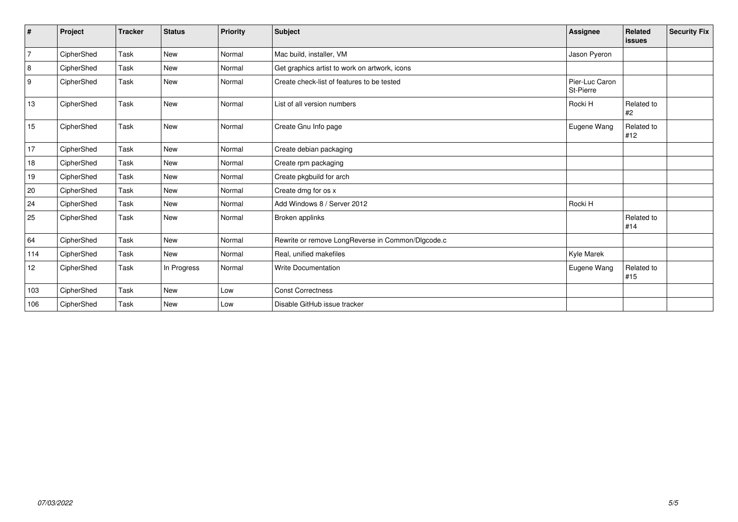| # | Project | Tracker | Status | Priority | Subject | Assignee | Related issues | Security Fix |
|---|---|---|---|---|---|---|---|---|
| 7 | CipherShed | Task | New | Normal | Mac build, installer, VM | Jason Pyeron | | |
| 8 | CipherShed | Task | New | Normal | Get graphics artist to work on artwork, icons | | | |
| 9 | CipherShed | Task | New | Normal | Create check-list of features to be tested | Pier-Luc Caron St-Pierre | | |
| 13 | CipherShed | Task | New | Normal | List of all version numbers | Rocki H | Related to #2 | |
| 15 | CipherShed | Task | New | Normal | Create Gnu Info page | Eugene Wang | Related to #12 | |
| 17 | CipherShed | Task | New | Normal | Create debian packaging | | | |
| 18 | CipherShed | Task | New | Normal | Create rpm packaging | | | |
| 19 | CipherShed | Task | New | Normal | Create pkgbuild for arch | | | |
| 20 | CipherShed | Task | New | Normal | Create dmg for os x | | | |
| 24 | CipherShed | Task | New | Normal | Add Windows 8 / Server 2012 | Rocki H | | |
| 25 | CipherShed | Task | New | Normal | Broken applinks | | Related to #14 | |
| 64 | CipherShed | Task | New | Normal | Rewrite or remove LongReverse in Common/Dlgcode.c | | | |
| 114 | CipherShed | Task | New | Normal | Real, unified makefiles | Kyle Marek | | |
| 12 | CipherShed | Task | In Progress | Normal | Write Documentation | Eugene Wang | Related to #15 | |
| 103 | CipherShed | Task | New | Low | Const Correctness | | | |
| 106 | CipherShed | Task | New | Low | Disable GitHub issue tracker | | | |

*07/03/2022*